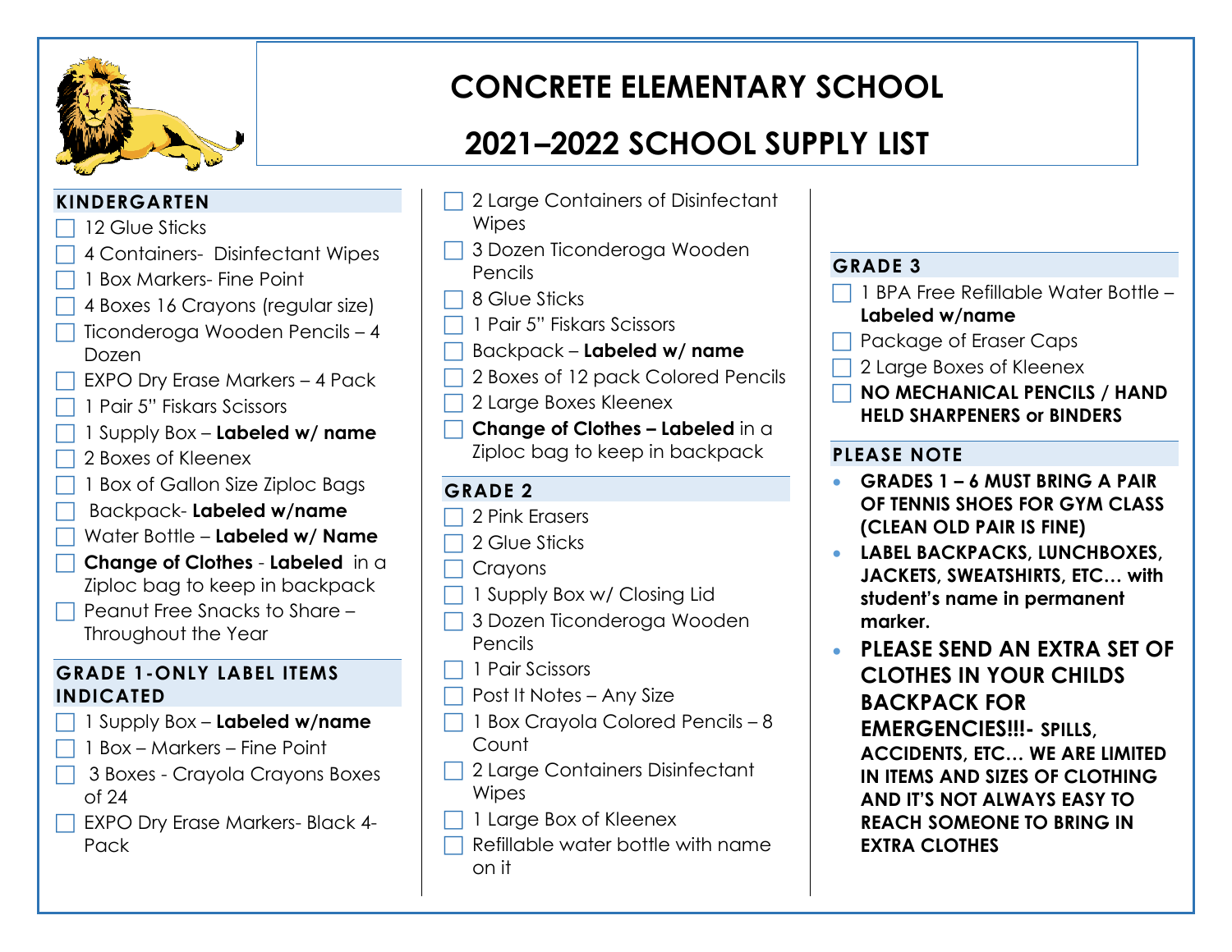# CONCRETE ELEMENTARY SCHOOL

# 2021–2022 SCHOOL SUPPLY LIST

## KINDERGARTEN

- ☐ 12 Glue Sticks
- ☐ 4 Containers- Disinfectant Wipes
- ☐ 1 Box Markers- Fine Point
- ☐ 4 Boxes 16 Crayons (regular size)
- ☐ Ticonderoga Wooden Pencils – 4 Dozen
- ☐ EXPO Dry Erase Markers – 4 Pack
- ☐ 1 Pair 5" Fiskars Scissors
- ☐ 1 Supply Box – **Labeled w/ name**
- ☐ 2 Boxes of Kleenex
- ☐ 1 Box of Gallon Size Ziploc Bags
- ☐ Backpack- **Labeled w/name**
- ☐ Water Bottle – **Labeled w/ Name**
- ☐ **Change of Clothes** - **Labeled** in a Ziploc bag to keep in backpack
- ☐ Peanut Free Snacks to Share – Throughout the Year

## GRADE 1-ONLY LABEL ITEMS INDICATED

- ☐ 1 Supply Box – **Labeled w/name**
- ☐ 1 Box – Markers – Fine Point
- ☐ 3 Boxes - Crayola Crayons Boxes of 24
- ☐ EXPO Dry Erase Markers- Black 4-Pack
- ☐ 2 Large Containers of Disinfectant Wipes
- ☐ 3 Dozen Ticonderoga Wooden Pencils
- ☐ 8 Glue Sticks
- ☐ 1 Pair 5" Fiskars Scissors
- ☐ Backpack – **Labeled w/ name**
- ☐ 2 Boxes of 12 pack Colored Pencils
- ☐ 2 Large Boxes Kleenex
- ☐ **Change of Clothes – Labeled** in a Ziploc bag to keep in backpack

## GRADE 2

- ☐ 2 Pink Erasers
- ☐ 2 Glue Sticks
- ☐ Crayons
- ☐ 1 Supply Box w/ Closing Lid
- ☐ 3 Dozen Ticonderoga Wooden Pencils
- ☐ 1 Pair Scissors
- ☐ Post It Notes – Any Size
- ☐ 1 Box Crayola Colored Pencils – 8 Count
- ☐ 2 Large Containers Disinfectant Wipes
- ☐ 1 Large Box of Kleenex
- ☐ Refillable water bottle with name on it

## GRADE 3

- ☐ 1 BPA Free Refillable Water Bottle – **Labeled w/name**
- ☐ Package of Eraser Caps
- ☐ 2 Large Boxes of Kleenex
- ☐ **NO MECHANICAL PENCILS / HAND HELD SHARPENERS or BINDERS**

## PLEASE NOTE

- **GRADES 1 – 6 MUST BRING A PAIR OF TENNIS SHOES FOR GYM CLASS (CLEAN OLD PAIR IS FINE)**
- **LABEL BACKPACKS, LUNCHBOXES, JACKETS, SWEATSHIRTS, ETC… with student's name in permanent marker.**
- **PLEASE SEND AN EXTRA SET OF CLOTHES IN YOUR CHILDS BACKPACK FOR EMERGENCIES!!!- SPILLS, ACCIDENTS, ETC… WE ARE LIMITED IN ITEMS AND SIZES OF CLOTHING AND IT'S NOT ALWAYS EASY TO REACH SOMEONE TO BRING IN EXTRA CLOTHES**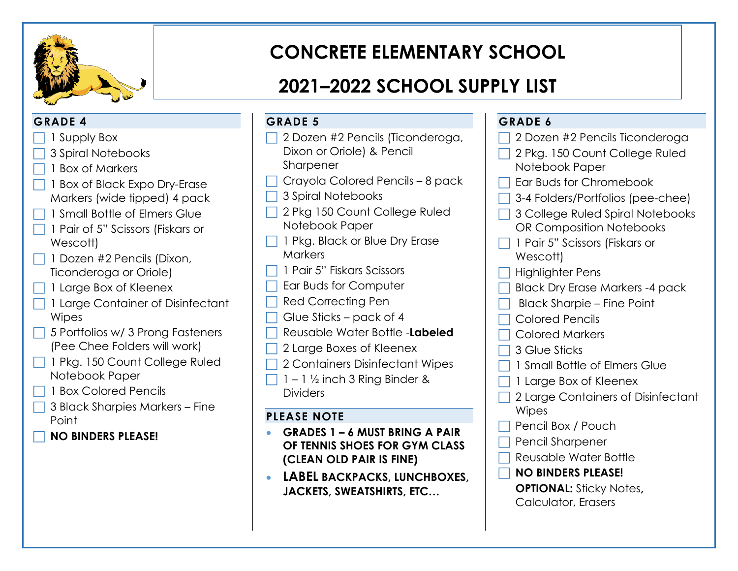# CONCRETE ELEMENTARY SCHOOL

# 2021–2022 SCHOOL SUPPLY LIST

## GRADE 4

- [ ] 1 Supply Box
- [ ] 3 Spiral Notebooks
- [ ] 1 Box of Markers
- [ ] 1 Box of Black Expo Dry-Erase Markers (wide tipped) 4 pack
- [ ] 1 Small Bottle of Elmers Glue
- [ ] 1 Pair of 5" Scissors (Fiskars or Wescott)
- [ ] 1 Dozen #2 Pencils (Dixon, Ticonderoga or Oriole)
- [ ] 1 Large Box of Kleenex
- [ ] 1 Large Container of Disinfectant Wipes
- [ ] 5 Portfolios w/ 3 Prong Fasteners (Pee Chee Folders will work)
- [ ] 1 Pkg. 150 Count College Ruled Notebook Paper
- [ ] 1 Box Colored Pencils
- [ ] 3 Black Sharpies Markers – Fine Point
- [ ] **NO BINDERS PLEASE!**

## GRADE 5

- [ ] 2 Dozen #2 Pencils (Ticonderoga, Dixon or Oriole) & Pencil Sharpener
- [ ] Crayola Colored Pencils – 8 pack
- [ ] 3 Spiral Notebooks
- [ ] 2 Pkg 150 Count College Ruled Notebook Paper
- [ ] 1 Pkg. Black or Blue Dry Erase Markers
- [ ] 1 Pair 5" Fiskars Scissors
- [ ] Ear Buds for Computer
- [ ] Red Correcting Pen
- [ ] Glue Sticks – pack of 4
- [ ] Reusable Water Bottle -**Labeled**
- [ ] 2 Large Boxes of Kleenex
- [ ] 2 Containers Disinfectant Wipes
- [ ] 1 – 1 ½ inch 3 Ring Binder & Dividers

## PLEASE NOTE

- **GRADES 1 – 6 MUST BRING A PAIR OF TENNIS SHOES FOR GYM CLASS (CLEAN OLD PAIR IS FINE)**
- **LABEL BACKPACKS, LUNCHBOXES, JACKETS, SWEATSHIRTS, ETC…**

## GRADE 6

- [ ] 2 Dozen #2 Pencils Ticonderoga
- [ ] 2 Pkg. 150 Count College Ruled Notebook Paper
- [ ] Ear Buds for Chromebook
- [ ] 3-4 Folders/Portfolios (pee-chee)
- [ ] 3 College Ruled Spiral Notebooks OR Composition Notebooks
- [ ] 1 Pair 5" Scissors (Fiskars or Wescott)
- [ ] Highlighter Pens
- [ ] Black Dry Erase Markers -4 pack
- [ ] Black Sharpie – Fine Point
- [ ] Colored Pencils
- [ ] Colored Markers
- [ ] 3 Glue Sticks
- [ ] 1 Small Bottle of Elmers Glue
- [ ] 1 Large Box of Kleenex
- [ ] 2 Large Containers of Disinfectant Wipes
- [ ] Pencil Box / Pouch
- [ ] Pencil Sharpener
- [ ] Reusable Water Bottle
- [ ] **NO BINDERS PLEASE!**

**OPTIONAL:** Sticky Notes, Calculator, Erasers